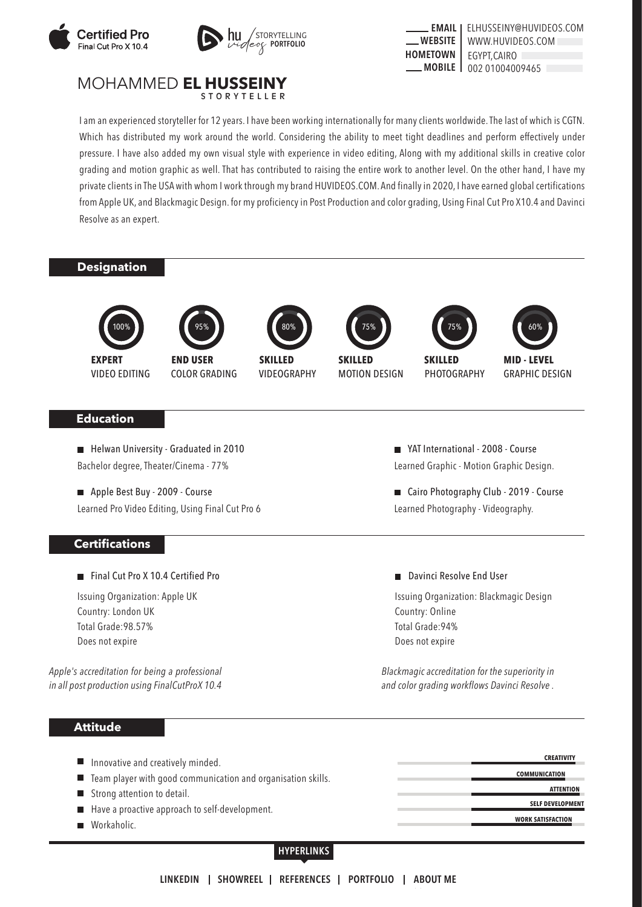Certified Pro
Final Cut Pro X 10.4

hu videos STORYTELLING PORTFOLIO

**EMAIL** | ELHUSSEINY@HUVIDEOS.COM
**WEBSITE** | WWW.HUVIDEOS.COM
**HOMETOWN** | EGYPT,CAIRO
**MOBILE** | 002 01004009465

# MOHAMMED **EL HUSSEINY**

STORYTELLER

I am an experienced storyteller for 12 years. I have been working internationally for many clients worldwide. The last of which is CGTN. Which has distributed my work around the world. Considering the ability to meet tight deadlines and perform effectively under pressure. I have also added my own visual style with experience in video editing, Along with my additional skills in creative color grading and motion graphic as well. That has contributed to raising the entire work to another level. On the other hand, I have my private clients in The USA with whom I work through my brand HUVIDEOS.COM. And finally in 2020, I have earned global certifications from Apple UK, and Blackmagic Design. for my proficiency in Post Production and color grading, Using Final Cut Pro X10.4 and Davinci Resolve as an expert.

## Designation

- 100% — **EXPERT** VIDEO EDITING
- 95% — **END USER** COLOR GRADING
- 80% — **SKILLED** VIDEOGRAPHY
- 75% — **SKILLED** MOTION DESIGN
- 75% — **SKILLED** PHOTOGRAPHY
- 60% — **MID - LEVEL** GRAPHIC DESIGN

## Education

- Helwan University - Graduated in 2010
  Bachelor degree, Theater/Cinema - 77%
- Apple Best Buy - 2009 - Course
  Learned Pro Video Editing, Using Final Cut Pro 6
- YAT International - 2008 - Course
  Learned Graphic - Motion Graphic Design.
- Cairo Photography Club - 2019 - Course
  Learned Photography - Videography.

## Certifications

- Final Cut Pro X 10.4 Certified Pro

  Issuing Organization: Apple UK
  Country: London UK
  Total Grade:98.57%
  Does not expire

  *Apple's accreditation for being a professional in all post production using FinalCutProX 10.4*

- Davinci Resolve End User

  Issuing Organization: Blackmagic Design
  Country: Online
  Total Grade:94%
  Does not expire

  *Blackmagic accreditation for the superiority in and color grading workflows Davinci Resolve .*

## Attitude

- Innovative and creatively minded.
- Team player with good communication and organisation skills.
- Strong attention to detail.
- Have a proactive approach to self-development.
- Workaholic.

**CREATIVITY**
**COMMUNICATION**
**ATTENTION**
**SELF DEVELOPMENT**
**WORK SATISFACTION**

**HYPERLINKS**

**LINKEDIN | SHOWREEL | REFERENCES | PORTFOLIO | ABOUT ME**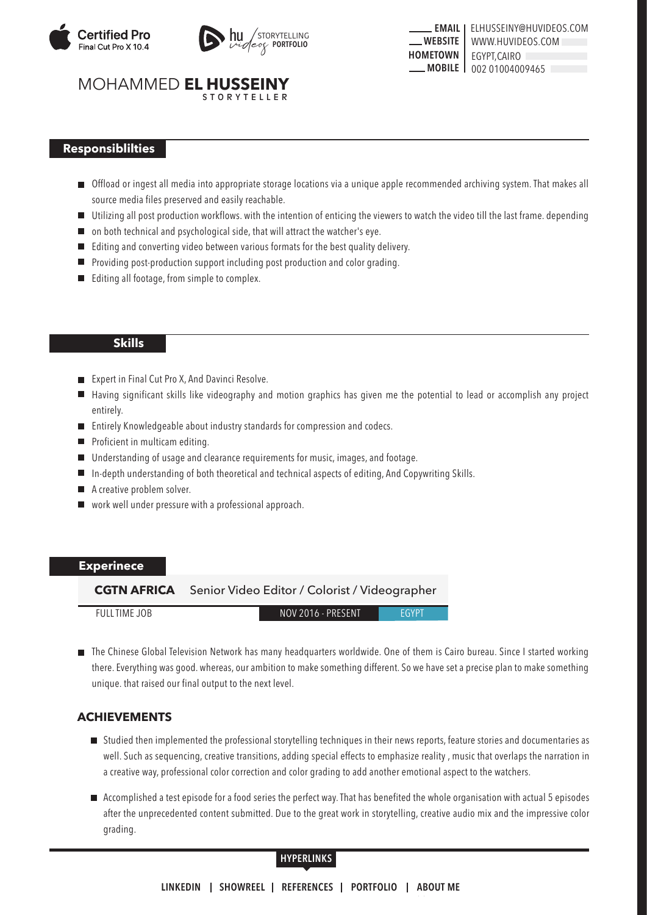Certified Pro
Final Cut Pro X 10.4

hu videos STORYTELLING **PORTFOLIO**

**EMAIL** | ELHUSSEINY@HUVIDEOS.COM
**WEBSITE** | WWW.HUVIDEOS.COM
**HOMETOWN** | EGYPT,CAIRO
**MOBILE** | 002 01004009465

# MOHAMMED **EL HUSSEINY**

STORYTELLER

## Responsiblilties

- Offload or ingest all media into appropriate storage locations via a unique apple recommended archiving system. That makes all source media files preserved and easily reachable.
- Utilizing all post production workflows. with the intention of enticing the viewers to watch the video till the last frame. depending
- on both technical and psychological side, that will attract the watcher's eye.
- Editing and converting video between various formats for the best quality delivery.
- Providing post-production support including post production and color grading.
- Editing all footage, from simple to complex.

## Skills

- Expert in Final Cut Pro X, And Davinci Resolve.
- Having significant skills like videography and motion graphics has given me the potential to lead or accomplish any project entirely.
- Entirely Knowledgeable about industry standards for compression and codecs.
- Proficient in multicam editing.
- Understanding of usage and clearance requirements for music, images, and footage.
- In-depth understanding of both theoretical and technical aspects of editing, And Copywriting Skills.
- A creative problem solver.
- work well under pressure with a professional approach.

## Experinece

**CGTN AFRICA** Senior Video Editor / Colorist / Videographer

FULL TIME JOB | NOV 2016 - PRESENT | EGYPT

- The Chinese Global Television Network has many headquarters worldwide. One of them is Cairo bureau. Since I started working there. Everything was good. whereas, our ambition to make something different. So we have set a precise plan to make something unique. that raised our final output to the next level.

### ACHIEVEMENTS

- Studied then implemented the professional storytelling techniques in their news reports, feature stories and documentaries as well. Such as sequencing, creative transitions, adding special effects to emphasize reality , music that overlaps the narration in a creative way, professional color correction and color grading to add another emotional aspect to the watchers.
- Accomplished a test episode for a food series the perfect way. That has benefited the whole organisation with actual 5 episodes after the unprecedented content submitted. Due to the great work in storytelling, creative audio mix and the impressive color grading.

**HYPERLINKS**

**LINKEDIN | SHOWREEL | REFERENCES | PORTFOLIO | ABOUT ME**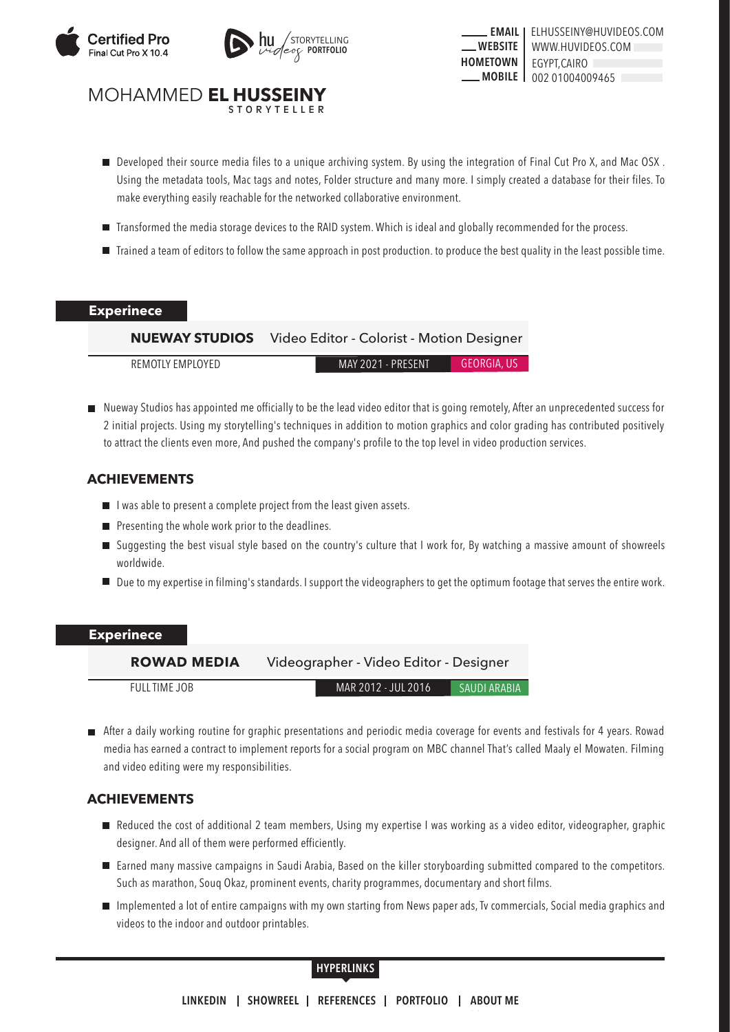Certified Pro
Final Cut Pro X 10.4

hu videos STORYTELLING PORTFOLIO

**EMAIL** | ELHUSSEINY@HUVIDEOS.COM
**WEBSITE** | WWW.HUVIDEOS.COM
**HOMETOWN** | EGYPT,CAIRO
**MOBILE** | 002 01004009465

# MOHAMMED **EL HUSSEINY**

STORYTELLER

- Developed their source media files to a unique archiving system. By using the integration of Final Cut Pro X, and Mac OSX . Using the metadata tools, Mac tags and notes, Folder structure and many more. I simply created a database for their files. To make everything easily reachable for the networked collaborative environment.
- Transformed the media storage devices to the RAID system. Which is ideal and globally recommended for the process.
- Trained a team of editors to follow the same approach in post production. to produce the best quality in the least possible time.

## Experinece

**NUEWAY STUDIOS** Video Editor - Colorist - Motion Designer

REMOTLY EMPLOYED | MAY 2021 - PRESENT | GEORGIA, US

- Nueway Studios has appointed me officially to be the lead video editor that is going remotely, After an unprecedented success for 2 initial projects. Using my storytelling's techniques in addition to motion graphics and color grading has contributed positively to attract the clients even more, And pushed the company's profile to the top level in video production services.

### ACHIEVEMENTS

- I was able to present a complete project from the least given assets.
- Presenting the whole work prior to the deadlines.
- Suggesting the best visual style based on the country's culture that I work for, By watching a massive amount of showreels worldwide.
- Due to my expertise in filming's standards. I support the videographers to get the optimum footage that serves the entire work.

## Experinece

**ROWAD MEDIA** Videographer - Video Editor - Designer

FULL TIME JOB | MAR 2012 - JUL 2016 | SAUDI ARABIA

- After a daily working routine for graphic presentations and periodic media coverage for events and festivals for 4 years. Rowad media has earned a contract to implement reports for a social program on MBC channel That's called Maaly el Mowaten. Filming and video editing were my responsibilities.

### ACHIEVEMENTS

- Reduced the cost of additional 2 team members, Using my expertise I was working as a video editor, videographer, graphic designer. And all of them were performed efficiently.
- Earned many massive campaigns in Saudi Arabia, Based on the killer storyboarding submitted compared to the competitors. Such as marathon, Souq Okaz, prominent events, charity programmes, documentary and short films.
- Implemented a lot of entire campaigns with my own starting from News paper ads, Tv commercials, Social media graphics and videos to the indoor and outdoor printables.

**HYPERLINKS**

**LINKEDIN | SHOWREEL | REFERENCES | PORTFOLIO | ABOUT ME**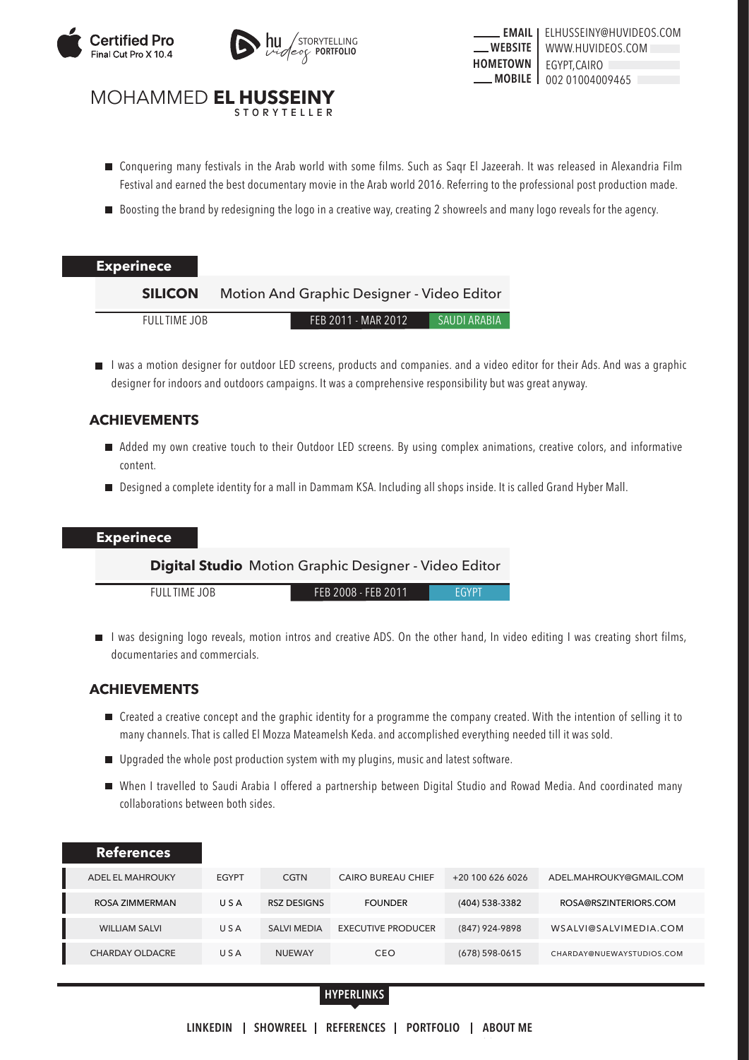Certified Pro
Final Cut Pro X 10.4

hu videos STORYTELLING PORTFOLIO

**EMAIL** | ELHUSSEINY@HUVIDEOS.COM
**WEBSITE** | WWW.HUVIDEOS.COM
**HOMETOWN** | EGYPT,CAIRO
**MOBILE** | 002 01004009465

# MOHAMMED **EL HUSSEINY**

STORYTELLER

- Conquering many festivals in the Arab world with some films. Such as Saqr El Jazeerah. It was released in Alexandria Film Festival and earned the best documentary movie in the Arab world 2016. Referring to the professional post production made.
- Boosting the brand by redesigning the logo in a creative way, creating 2 showreels and many logo reveals for the agency.

## Experinece

**SILICON** Motion And Graphic Designer - Video Editor

FULL TIME JOB | FEB 2011 - MAR 2012 | SAUDI ARABIA

- I was a motion designer for outdoor LED screens, products and companies. and a video editor for their Ads. And was a graphic designer for indoors and outdoors campaigns. It was a comprehensive responsibility but was great anyway.

### ACHIEVEMENTS

- Added my own creative touch to their Outdoor LED screens. By using complex animations, creative colors, and informative content.
- Designed a complete identity for a mall in Dammam KSA. Including all shops inside. It is called Grand Hyber Mall.

## Experinece

**Digital Studio** Motion Graphic Designer - Video Editor

FULL TIME JOB | FEB 2008 - FEB 2011 | EGYPT

- I was designing logo reveals, motion intros and creative ADS. On the other hand, In video editing I was creating short films, documentaries and commercials.

### ACHIEVEMENTS

- Created a creative concept and the graphic identity for a programme the company created. With the intention of selling it to many channels. That is called El Mozza Mateamelsh Keda. and accomplished everything needed till it was sold.
- Upgraded the whole post production system with my plugins, music and latest software.
- When I travelled to Saudi Arabia I offered a partnership between Digital Studio and Rowad Media. And coordinated many collaborations between both sides.

## References

| | | | | | |
|---|---|---|---|---|---|
| ADEL EL MAHROUKY | EGYPT | CGTN | CAIRO BUREAU CHIEF | +20 100 626 6026 | ADEL.MAHROUKY@GMAIL.COM |
| ROSA ZIMMERMAN | USA | RSZ DESIGNS | FOUNDER | (404) 538-3382 | ROSA@RSZINTERIORS.COM |
| WILLIAM SALVI | USA | SALVI MEDIA | EXECUTIVE PRODUCER | (847) 924-9898 | WSALVI@SALVIMEDIA.COM |
| CHARDAY OLDACRE | USA | NUEWAY | CEO | (678) 598-0615 | CHARDAY@NUEWAYSTUDIOS.COM |

**HYPERLINKS**

**LINKEDIN | SHOWREEL | REFERENCES | PORTFOLIO | ABOUT ME**